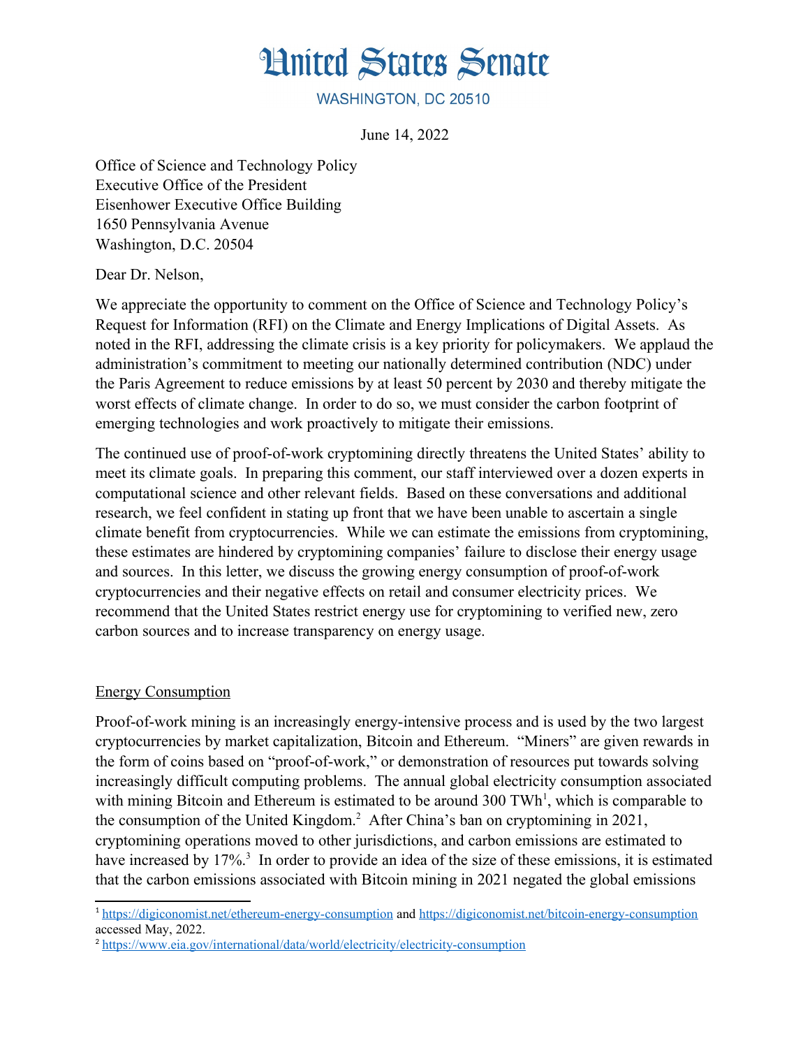# United States Senate

WASHINGTON, DC 20510

June 14, 2022

Office of Science and Technology Policy
Executive Office of the President
Eisenhower Executive Office Building
1650 Pennsylvania Avenue
Washington, D.C. 20504

Dear Dr. Nelson,

We appreciate the opportunity to comment on the Office of Science and Technology Policy's Request for Information (RFI) on the Climate and Energy Implications of Digital Assets. As noted in the RFI, addressing the climate crisis is a key priority for policymakers. We applaud the administration's commitment to meeting our nationally determined contribution (NDC) under the Paris Agreement to reduce emissions by at least 50 percent by 2030 and thereby mitigate the worst effects of climate change. In order to do so, we must consider the carbon footprint of emerging technologies and work proactively to mitigate their emissions.

The continued use of proof-of-work cryptomining directly threatens the United States' ability to meet its climate goals. In preparing this comment, our staff interviewed over a dozen experts in computational science and other relevant fields. Based on these conversations and additional research, we feel confident in stating up front that we have been unable to ascertain a single climate benefit from cryptocurrencies. While we can estimate the emissions from cryptomining, these estimates are hindered by cryptomining companies' failure to disclose their energy usage and sources. In this letter, we discuss the growing energy consumption of proof-of-work cryptocurrencies and their negative effects on retail and consumer electricity prices. We recommend that the United States restrict energy use for cryptomining to verified new, zero carbon sources and to increase transparency on energy usage.

## Energy Consumption

Proof-of-work mining is an increasingly energy-intensive process and is used by the two largest cryptocurrencies by market capitalization, Bitcoin and Ethereum. "Miners" are given rewards in the form of coins based on "proof-of-work," or demonstration of resources put towards solving increasingly difficult computing problems. The annual global electricity consumption associated with mining Bitcoin and Ethereum is estimated to be around 300 TWh[1], which is comparable to the consumption of the United Kingdom.[2] After China's ban on cryptomining in 2021, cryptomining operations moved to other jurisdictions, and carbon emissions are estimated to have increased by 17%.[3] In order to provide an idea of the size of these emissions, it is estimated that the carbon emissions associated with Bitcoin mining in 2021 negated the global emissions

---

[1] https://digiconomist.net/ethereum-energy-consumption and https://digiconomist.net/bitcoin-energy-consumption accessed May, 2022.

[2] https://www.eia.gov/international/data/world/electricity/electricity-consumption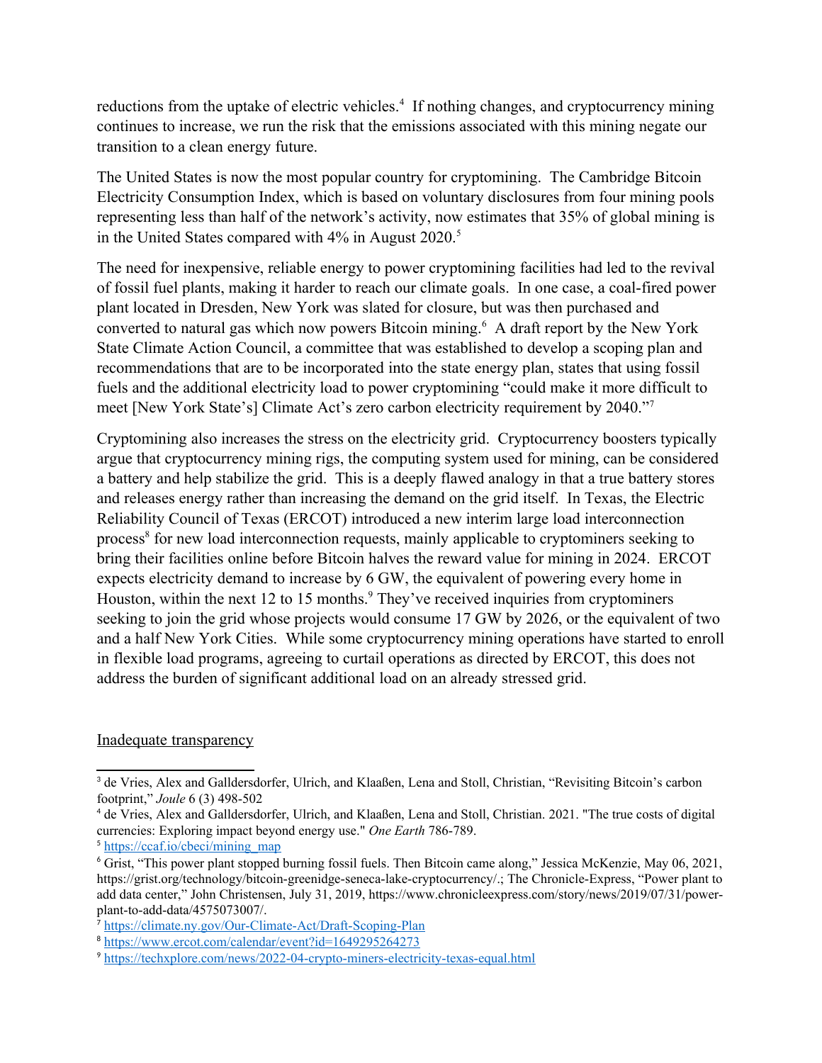reductions from the uptake of electric vehicles.[4] If nothing changes, and cryptocurrency mining continues to increase, we run the risk that the emissions associated with this mining negate our transition to a clean energy future.

The United States is now the most popular country for cryptomining. The Cambridge Bitcoin Electricity Consumption Index, which is based on voluntary disclosures from four mining pools representing less than half of the network's activity, now estimates that 35% of global mining is in the United States compared with 4% in August 2020.[5]

The need for inexpensive, reliable energy to power cryptomining facilities had led to the revival of fossil fuel plants, making it harder to reach our climate goals. In one case, a coal-fired power plant located in Dresden, New York was slated for closure, but was then purchased and converted to natural gas which now powers Bitcoin mining.[6] A draft report by the New York State Climate Action Council, a committee that was established to develop a scoping plan and recommendations that are to be incorporated into the state energy plan, states that using fossil fuels and the additional electricity load to power cryptomining "could make it more difficult to meet [New York State's] Climate Act's zero carbon electricity requirement by 2040."[7]

Cryptomining also increases the stress on the electricity grid. Cryptocurrency boosters typically argue that cryptocurrency mining rigs, the computing system used for mining, can be considered a battery and help stabilize the grid. This is a deeply flawed analogy in that a true battery stores and releases energy rather than increasing the demand on the grid itself. In Texas, the Electric Reliability Council of Texas (ERCOT) introduced a new interim large load interconnection process[8] for new load interconnection requests, mainly applicable to cryptominers seeking to bring their facilities online before Bitcoin halves the reward value for mining in 2024. ERCOT expects electricity demand to increase by 6 GW, the equivalent of powering every home in Houston, within the next 12 to 15 months.[9] They've received inquiries from cryptominers seeking to join the grid whose projects would consume 17 GW by 2026, or the equivalent of two and a half New York Cities. While some cryptocurrency mining operations have started to enroll in flexible load programs, agreeing to curtail operations as directed by ERCOT, this does not address the burden of significant additional load on an already stressed grid.

Inadequate transparency

---

[3] de Vries, Alex and Galldersdorfer, Ulrich, and Klaaßen, Lena and Stoll, Christian, "Revisiting Bitcoin's carbon footprint," *Joule* 6 (3) 498-502

[4] de Vries, Alex and Galldersdorfer, Ulrich, and Klaaßen, Lena and Stoll, Christian. 2021. "The true costs of digital currencies: Exploring impact beyond energy use." *One Earth* 786-789.

[5] https://ccaf.io/cbeci/mining_map

[6] Grist, "This power plant stopped burning fossil fuels. Then Bitcoin came along," Jessica McKenzie, May 06, 2021, https://grist.org/technology/bitcoin-greenidge-seneca-lake-cryptocurrency/.; The Chronicle-Express, "Power plant to add data center," John Christensen, July 31, 2019, https://www.chronicleexpress.com/story/news/2019/07/31/power-plant-to-add-data/4575073007/.

[7] https://climate.ny.gov/Our-Climate-Act/Draft-Scoping-Plan

[8] https://www.ercot.com/calendar/event?id=1649295264273

[9] https://techxplore.com/news/2022-04-crypto-miners-electricity-texas-equal.html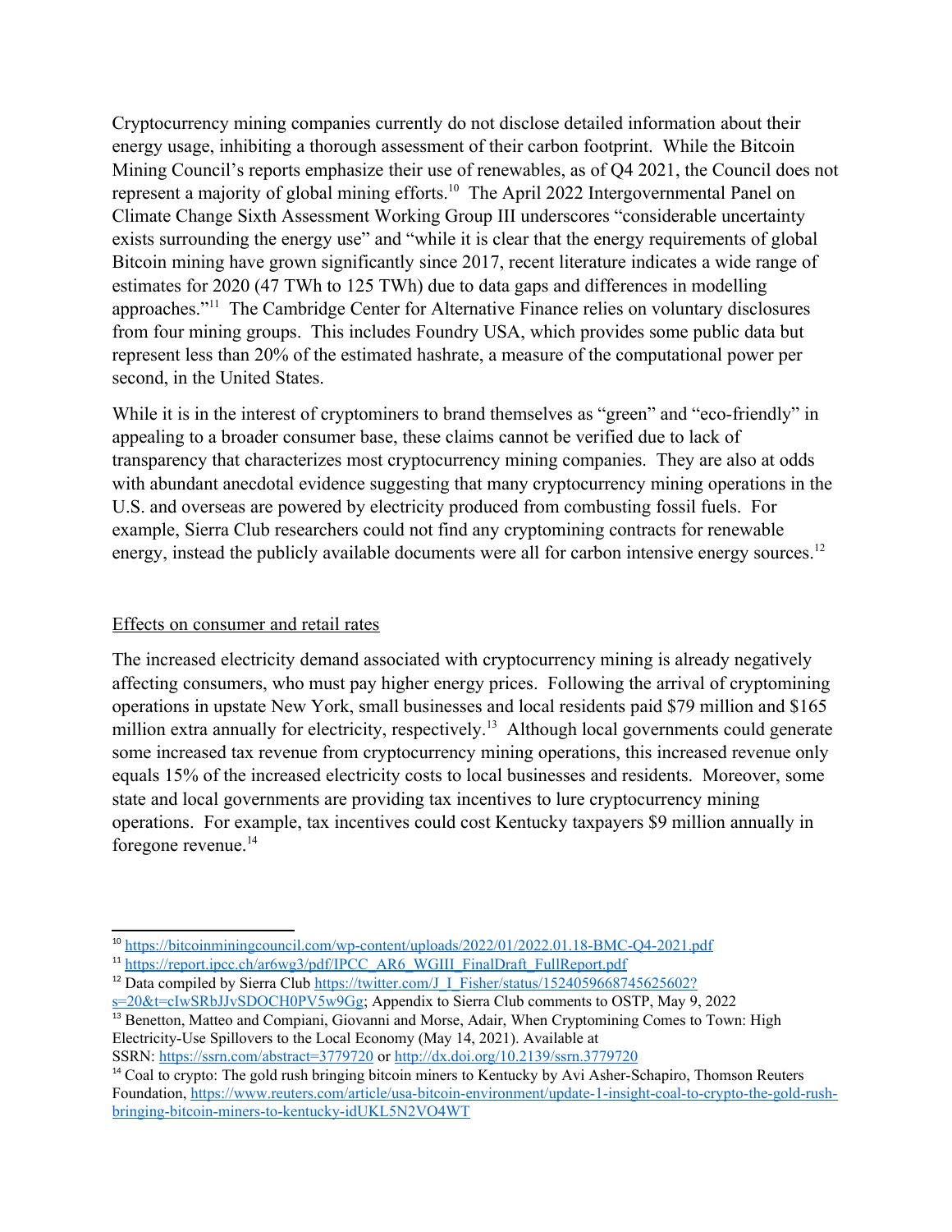Cryptocurrency mining companies currently do not disclose detailed information about their energy usage, inhibiting a thorough assessment of their carbon footprint. While the Bitcoin Mining Council's reports emphasize their use of renewables, as of Q4 2021, the Council does not represent a majority of global mining efforts.[10] The April 2022 Intergovernmental Panel on Climate Change Sixth Assessment Working Group III underscores "considerable uncertainty exists surrounding the energy use" and "while it is clear that the energy requirements of global Bitcoin mining have grown significantly since 2017, recent literature indicates a wide range of estimates for 2020 (47 TWh to 125 TWh) due to data gaps and differences in modelling approaches."[11] The Cambridge Center for Alternative Finance relies on voluntary disclosures from four mining groups. This includes Foundry USA, which provides some public data but represent less than 20% of the estimated hashrate, a measure of the computational power per second, in the United States.

While it is in the interest of cryptominers to brand themselves as "green" and "eco-friendly" in appealing to a broader consumer base, these claims cannot be verified due to lack of transparency that characterizes most cryptocurrency mining companies. They are also at odds with abundant anecdotal evidence suggesting that many cryptocurrency mining operations in the U.S. and overseas are powered by electricity produced from combusting fossil fuels. For example, Sierra Club researchers could not find any cryptomining contracts for renewable energy, instead the publicly available documents were all for carbon intensive energy sources.[12]

<u>Effects on consumer and retail rates</u>

The increased electricity demand associated with cryptocurrency mining is already negatively affecting consumers, who must pay higher energy prices. Following the arrival of cryptomining operations in upstate New York, small businesses and local residents paid $79 million and $165 million extra annually for electricity, respectively.[13] Although local governments could generate some increased tax revenue from cryptocurrency mining operations, this increased revenue only equals 15% of the increased electricity costs to local businesses and residents. Moreover, some state and local governments are providing tax incentives to lure cryptocurrency mining operations. For example, tax incentives could cost Kentucky taxpayers $9 million annually in foregone revenue.[14]

---

[10] https://bitcoinminingcouncil.com/wp-content/uploads/2022/01/2022.01.18-BMC-Q4-2021.pdf

[11] https://report.ipcc.ch/ar6wg3/pdf/IPCC_AR6_WGIII_FinalDraft_FullReport.pdf

[12] Data compiled by Sierra Club https://twitter.com/J_I_Fisher/status/1524059668745625602?s=20&t=cIwSRbJJvSDOCH0PV5w9Gg; Appendix to Sierra Club comments to OSTP, May 9, 2022

[13] Benetton, Matteo and Compiani, Giovanni and Morse, Adair, When Cryptomining Comes to Town: High Electricity-Use Spillovers to the Local Economy (May 14, 2021). Available at SSRN: https://ssrn.com/abstract=3779720 or http://dx.doi.org/10.2139/ssrn.3779720

[14] Coal to crypto: The gold rush bringing bitcoin miners to Kentucky by Avi Asher-Schapiro, Thomson Reuters Foundation, https://www.reuters.com/article/usa-bitcoin-environment/update-1-insight-coal-to-crypto-the-gold-rush-bringing-bitcoin-miners-to-kentucky-idUKL5N2VO4WT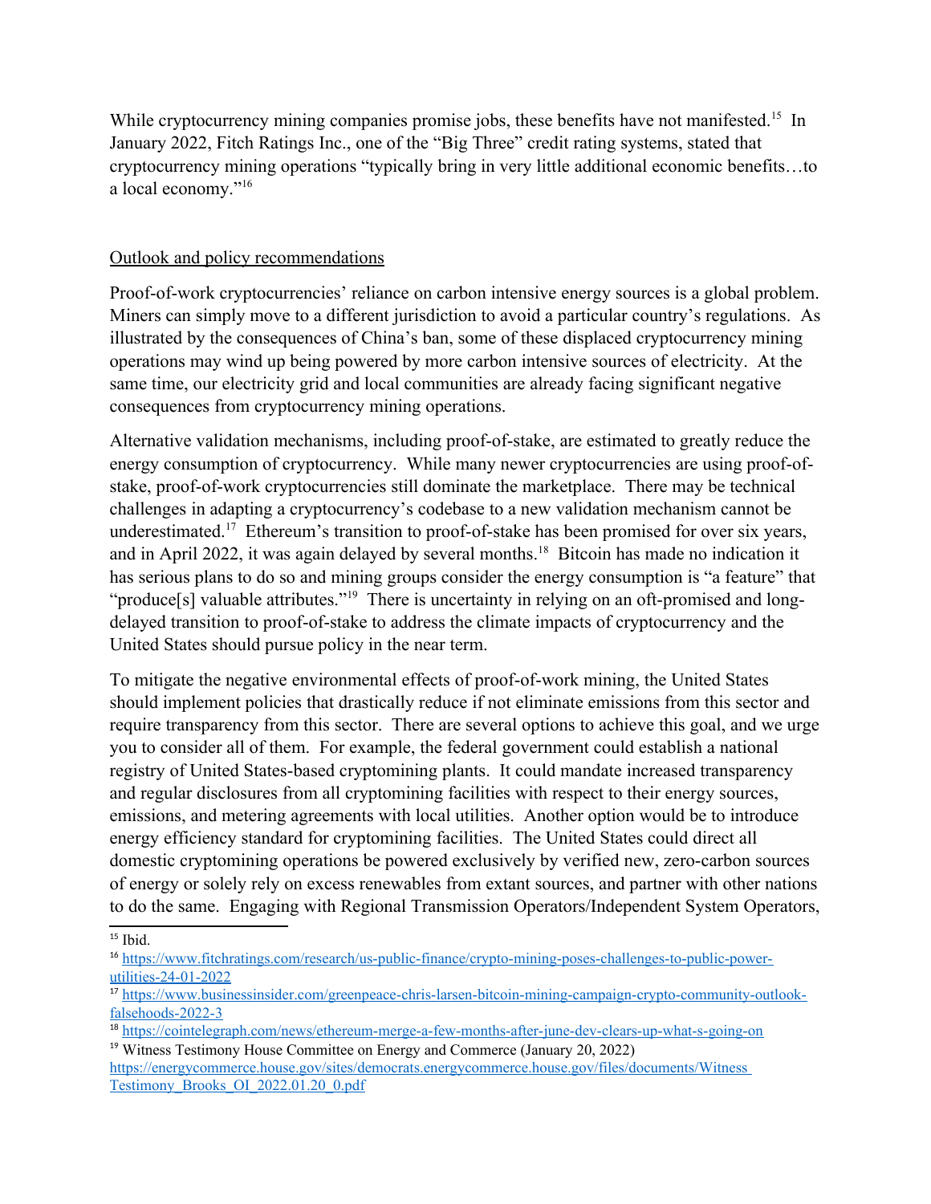While cryptocurrency mining companies promise jobs, these benefits have not manifested.[15] In January 2022, Fitch Ratings Inc., one of the "Big Three" credit rating systems, stated that cryptocurrency mining operations "typically bring in very little additional economic benefits…to a local economy."[16]

## Outlook and policy recommendations

Proof-of-work cryptocurrencies' reliance on carbon intensive energy sources is a global problem. Miners can simply move to a different jurisdiction to avoid a particular country's regulations. As illustrated by the consequences of China's ban, some of these displaced cryptocurrency mining operations may wind up being powered by more carbon intensive sources of electricity. At the same time, our electricity grid and local communities are already facing significant negative consequences from cryptocurrency mining operations.

Alternative validation mechanisms, including proof-of-stake, are estimated to greatly reduce the energy consumption of cryptocurrency. While many newer cryptocurrencies are using proof-of-stake, proof-of-work cryptocurrencies still dominate the marketplace. There may be technical challenges in adapting a cryptocurrency's codebase to a new validation mechanism cannot be underestimated.[17] Ethereum's transition to proof-of-stake has been promised for over six years, and in April 2022, it was again delayed by several months.[18] Bitcoin has made no indication it has serious plans to do so and mining groups consider the energy consumption is "a feature" that "produce[s] valuable attributes."[19] There is uncertainty in relying on an oft-promised and long-delayed transition to proof-of-stake to address the climate impacts of cryptocurrency and the United States should pursue policy in the near term.

To mitigate the negative environmental effects of proof-of-work mining, the United States should implement policies that drastically reduce if not eliminate emissions from this sector and require transparency from this sector. There are several options to achieve this goal, and we urge you to consider all of them. For example, the federal government could establish a national registry of United States-based cryptomining plants. It could mandate increased transparency and regular disclosures from all cryptomining facilities with respect to their energy sources, emissions, and metering agreements with local utilities. Another option would be to introduce energy efficiency standard for cryptomining facilities. The United States could direct all domestic cryptomining operations be powered exclusively by verified new, zero-carbon sources of energy or solely rely on excess renewables from extant sources, and partner with other nations to do the same. Engaging with Regional Transmission Operators/Independent System Operators,

---

[15] Ibid.

[16] https://www.fitchratings.com/research/us-public-finance/crypto-mining-poses-challenges-to-public-power-utilities-24-01-2022

[17] https://www.businessinsider.com/greenpeace-chris-larsen-bitcoin-mining-campaign-crypto-community-outlook-falsehoods-2022-3

[18] https://cointelegraph.com/news/ethereum-merge-a-few-months-after-june-dev-clears-up-what-s-going-on

[19] Witness Testimony House Committee on Energy and Commerce (January 20, 2022) https://energycommerce.house.gov/sites/democrats.energycommerce.house.gov/files/documents/Witness Testimony_Brooks_OI_2022.01.20_0.pdf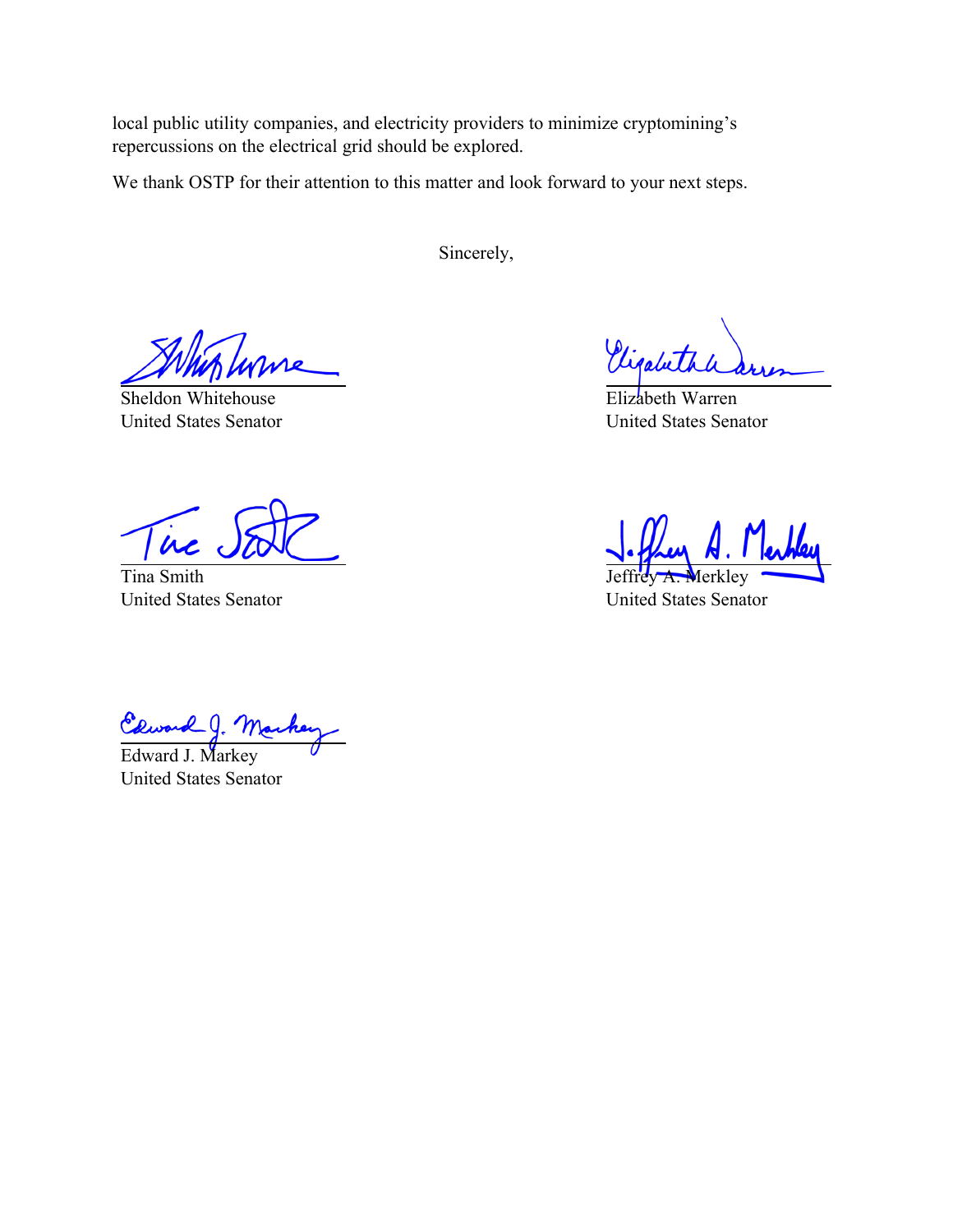local public utility companies, and electricity providers to minimize cryptomining's repercussions on the electrical grid should be explored.

We thank OSTP for their attention to this matter and look forward to your next steps.

Sincerely,

Sheldon Whitehouse
United States Senator

Elizabeth Warren
United States Senator

Tina Smith
United States Senator

Jeffrey A. Merkley
United States Senator

Edward J. Markey
United States Senator